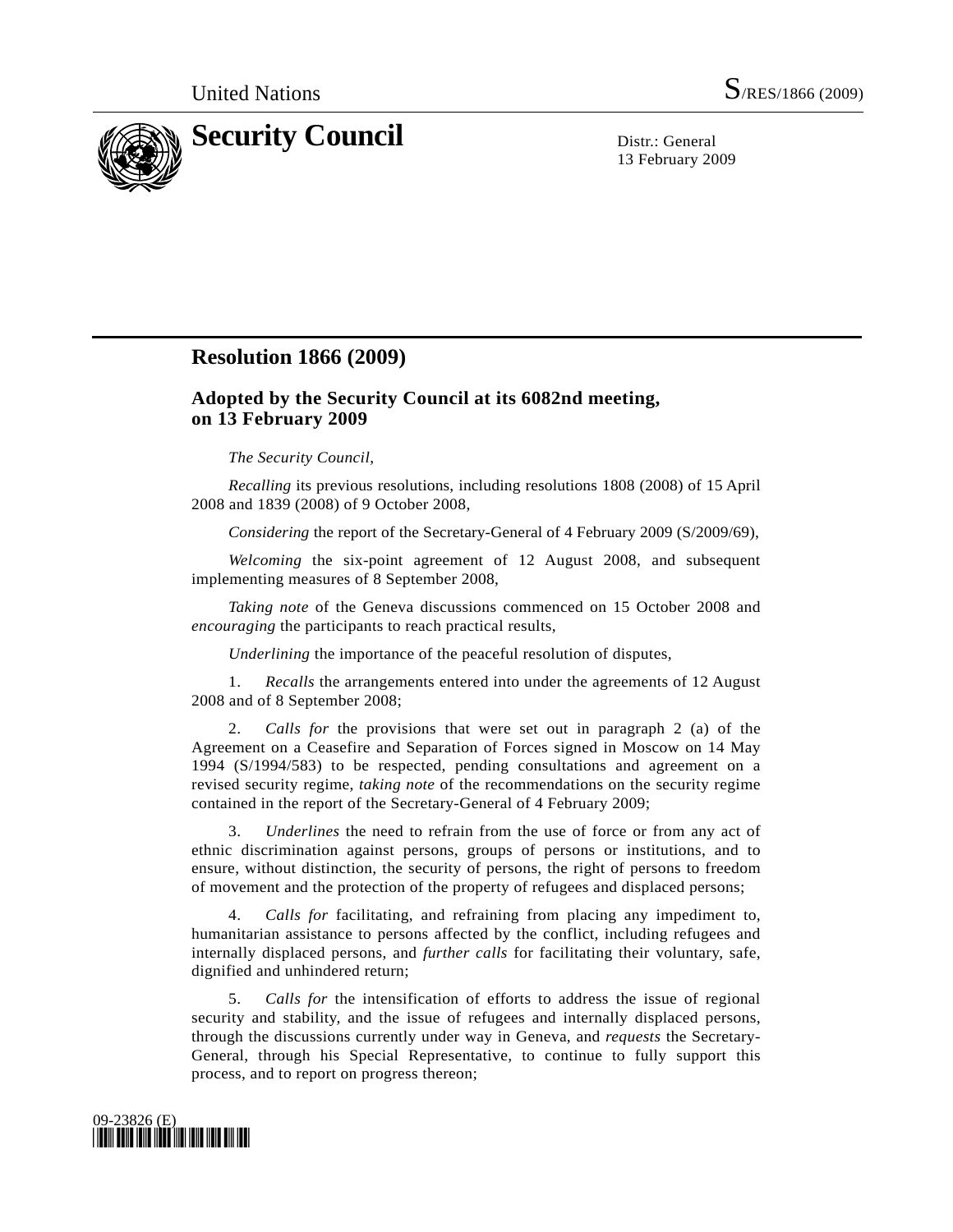United Nations S/RES/1866 (2009)

# Security Council

Distr.: General
13 February 2009

## Resolution 1866 (2009)

### Adopted by the Security Council at its 6082nd meeting, on 13 February 2009

*The Security Council*,

*Recalling* its previous resolutions, including resolutions 1808 (2008) of 15 April 2008 and 1839 (2008) of 9 October 2008,

*Considering* the report of the Secretary-General of 4 February 2009 (S/2009/69),

*Welcoming* the six-point agreement of 12 August 2008, and subsequent implementing measures of 8 September 2008,

*Taking note* of the Geneva discussions commenced on 15 October 2008 and *encouraging* the participants to reach practical results,

*Underlining* the importance of the peaceful resolution of disputes,

1. *Recalls* the arrangements entered into under the agreements of 12 August 2008 and of 8 September 2008;

2. *Calls for* the provisions that were set out in paragraph 2 (a) of the Agreement on a Ceasefire and Separation of Forces signed in Moscow on 14 May 1994 (S/1994/583) to be respected, pending consultations and agreement on a revised security regime, *taking note* of the recommendations on the security regime contained in the report of the Secretary-General of 4 February 2009;

3. *Underlines* the need to refrain from the use of force or from any act of ethnic discrimination against persons, groups of persons or institutions, and to ensure, without distinction, the security of persons, the right of persons to freedom of movement and the protection of the property of refugees and displaced persons;

4. *Calls for* facilitating, and refraining from placing any impediment to, humanitarian assistance to persons affected by the conflict, including refugees and internally displaced persons, and *further calls* for facilitating their voluntary, safe, dignified and unhindered return;

5. *Calls for* the intensification of efforts to address the issue of regional security and stability, and the issue of refugees and internally displaced persons, through the discussions currently under way in Geneva, and *requests* the Secretary-General, through his Special Representative, to continue to fully support this process, and to report on progress thereon;

09-23826 (E)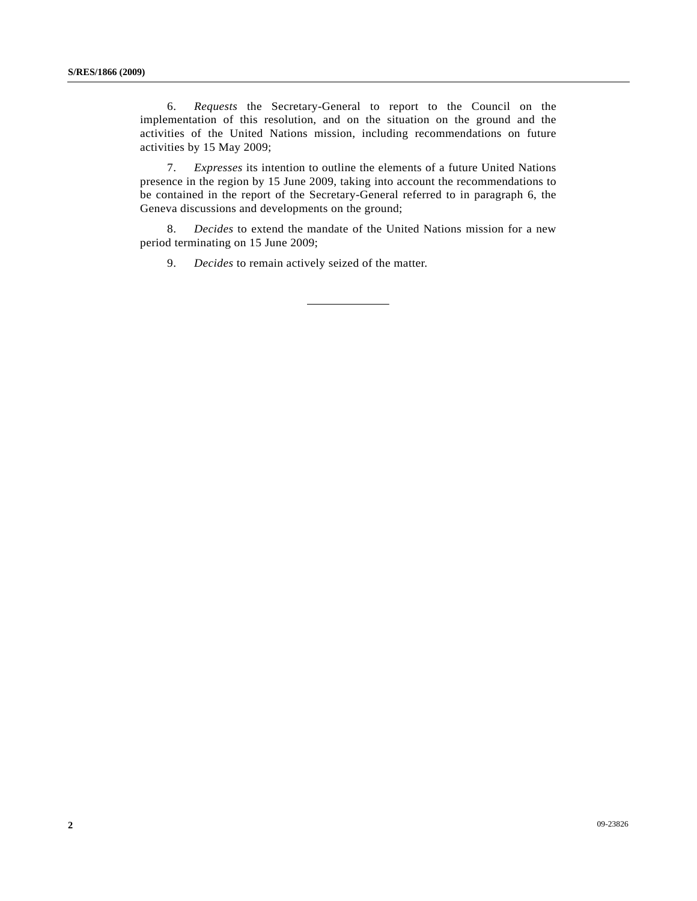6. *Requests* the Secretary-General to report to the Council on the implementation of this resolution, and on the situation on the ground and the activities of the United Nations mission, including recommendations on future activities by 15 May 2009;

7. *Expresses* its intention to outline the elements of a future United Nations presence in the region by 15 June 2009, taking into account the recommendations to be contained in the report of the Secretary-General referred to in paragraph 6, the Geneva discussions and developments on the ground;

8. *Decides* to extend the mandate of the United Nations mission for a new period terminating on 15 June 2009;

9. *Decides* to remain actively seized of the matter.